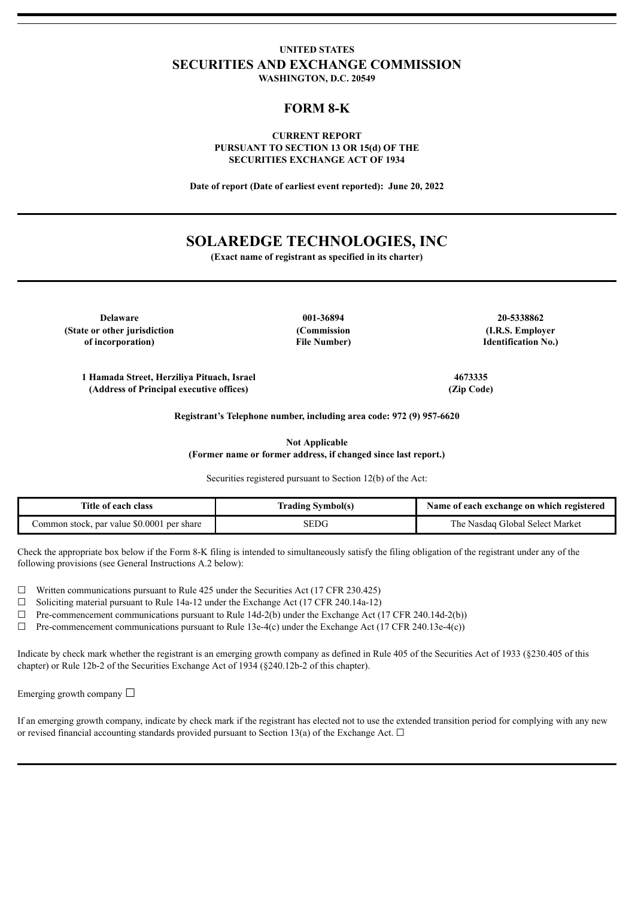**UNITED STATES**
# SECURITIES AND EXCHANGE COMMISSION
**WASHINGTON, D.C. 20549**

## FORM 8-K

**CURRENT REPORT**
**PURSUANT TO SECTION 13 OR 15(d) OF THE**
**SECURITIES EXCHANGE ACT OF 1934**

**Date of report (Date of earliest event reported): June 20, 2022**

# SOLAREDGE TECHNOLOGIES, INC

**(Exact name of registrant as specified in its charter)**

| Delaware | 001-36894 | 20-5338862 |
|---|---|---|
| (State or other jurisdiction of incorporation) | (Commission File Number) | (I.R.S. Employer Identification No.) |

| 1 Hamada Street, Herziliya Pituach, Israel | 4673335 |
|---|---|
| (Address of Principal executive offices) | (Zip Code) |

**Registrant's Telephone number, including area code: 972 (9) 957-6620**

**Not Applicable**
**(Former name or former address, if changed since last report.)**

Securities registered pursuant to Section 12(b) of the Act:

| Title of each class | Trading Symbol(s) | Name of each exchange on which registered |
|---|---|---|
| Common stock, par value $0.0001 per share | SEDG | The Nasdaq Global Select Market |

Check the appropriate box below if the Form 8-K filing is intended to simultaneously satisfy the filing obligation of the registrant under any of the following provisions (see General Instructions A.2 below):

☐ Written communications pursuant to Rule 425 under the Securities Act (17 CFR 230.425)
☐ Soliciting material pursuant to Rule 14a-12 under the Exchange Act (17 CFR 240.14a-12)
☐ Pre-commencement communications pursuant to Rule 14d-2(b) under the Exchange Act (17 CFR 240.14d-2(b))
☐ Pre-commencement communications pursuant to Rule 13e-4(c) under the Exchange Act (17 CFR 240.13e-4(c))

Indicate by check mark whether the registrant is an emerging growth company as defined in Rule 405 of the Securities Act of 1933 (§230.405 of this chapter) or Rule 12b-2 of the Securities Exchange Act of 1934 (§240.12b-2 of this chapter).

Emerging growth company ☐

If an emerging growth company, indicate by check mark if the registrant has elected not to use the extended transition period for complying with any new or revised financial accounting standards provided pursuant to Section 13(a) of the Exchange Act. ☐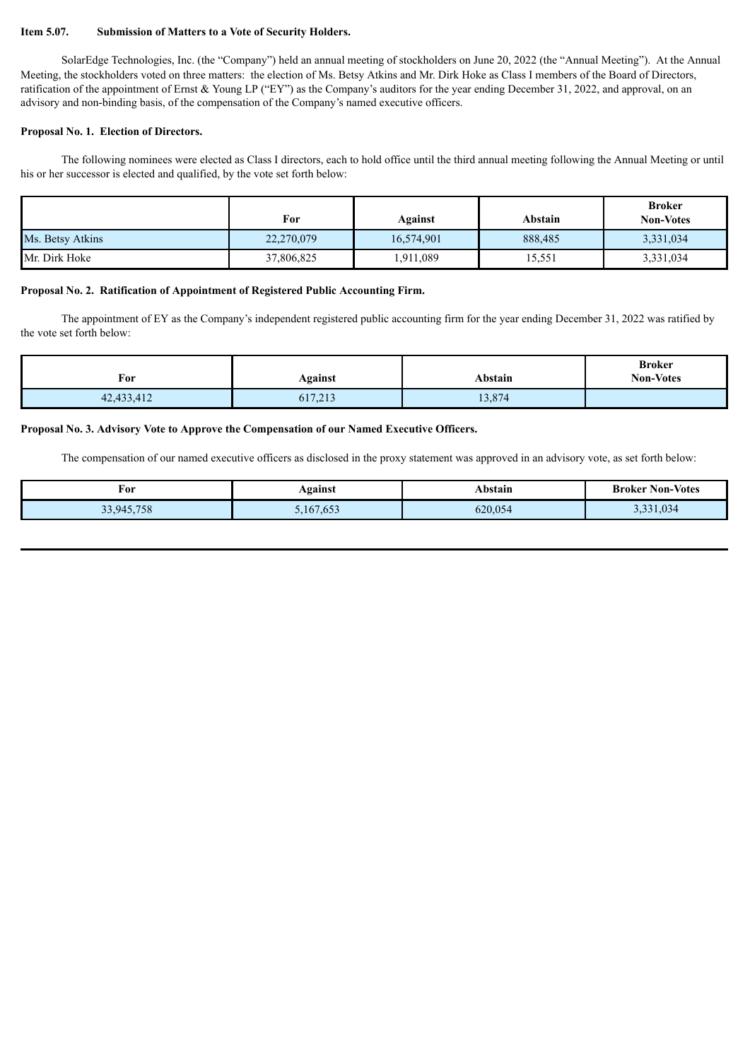**Item 5.07. Submission of Matters to a Vote of Security Holders.**

SolarEdge Technologies, Inc. (the "Company") held an annual meeting of stockholders on June 20, 2022 (the "Annual Meeting"). At the Annual Meeting, the stockholders voted on three matters: the election of Ms. Betsy Atkins and Mr. Dirk Hoke as Class I members of the Board of Directors, ratification of the appointment of Ernst & Young LP ("EY") as the Company's auditors for the year ending December 31, 2022, and approval, on an advisory and non-binding basis, of the compensation of the Company's named executive officers.

**Proposal No. 1. Election of Directors.**

The following nominees were elected as Class I directors, each to hold office until the third annual meeting following the Annual Meeting or until his or her successor is elected and qualified, by the vote set forth below:

| | For | Against | Abstain | Broker Non-Votes |
|---|---|---|---|---|
| Ms. Betsy Atkins | 22,270,079 | 16,574,901 | 888,485 | 3,331,034 |
| Mr. Dirk Hoke | 37,806,825 | 1,911,089 | 15,551 | 3,331,034 |

**Proposal No. 2. Ratification of Appointment of Registered Public Accounting Firm.**

The appointment of EY as the Company's independent registered public accounting firm for the year ending December 31, 2022 was ratified by the vote set forth below:

| For | Against | Abstain | Broker Non-Votes |
|---|---|---|---|
| 42,433,412 | 617,213 | 13,874 | |

**Proposal No. 3. Advisory Vote to Approve the Compensation of our Named Executive Officers.**

The compensation of our named executive officers as disclosed in the proxy statement was approved in an advisory vote, as set forth below:

| For | Against | Abstain | Broker Non-Votes |
|---|---|---|---|
| 33,945,758 | 5,167,653 | 620,054 | 3,331,034 |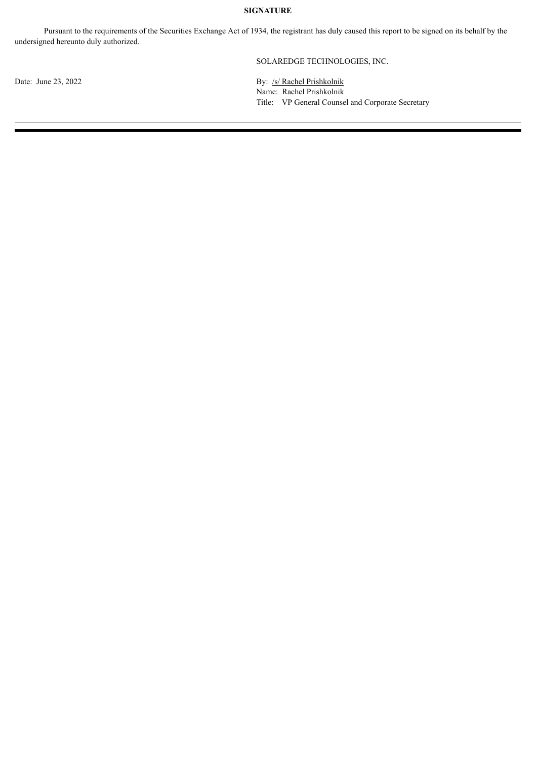**SIGNATURE**

Pursuant to the requirements of the Securities Exchange Act of 1934, the registrant has duly caused this report to be signed on its behalf by the undersigned hereunto duly authorized.

SOLAREDGE TECHNOLOGIES, INC.

Date: June 23, 2022

By: /s/ Rachel Prishkolnik
Name: Rachel Prishkolnik
Title: VP General Counsel and Corporate Secretary